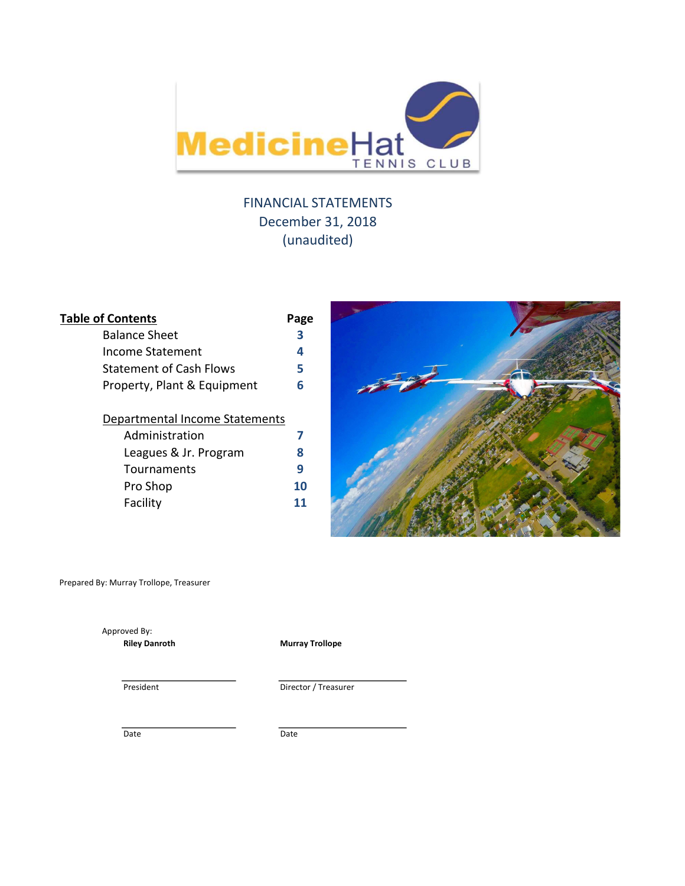# Medicine Hat Tennis Club

## FINANCIAL STATEMENTS
December 31, 2018
(unaudited)

| Table of Contents | Page |
|---|---|
| Balance Sheet | 3 |
| Income Statement | 4 |
| Statement of Cash Flows | 5 |
| Property, Plant & Equipment | 6 |
| **Departmental Income Statements** | |
| Administration | 7 |
| Leagues & Jr. Program | 8 |
| Tournaments | 9 |
| Pro Shop | 10 |
| Facility | 11 |

Prepared By: Murray Trollope, Treasurer

Approved By:

| **Riley Danroth** | **Murray Trollope** |
|---|---|
| President | Director / Treasurer |
| Date | Date |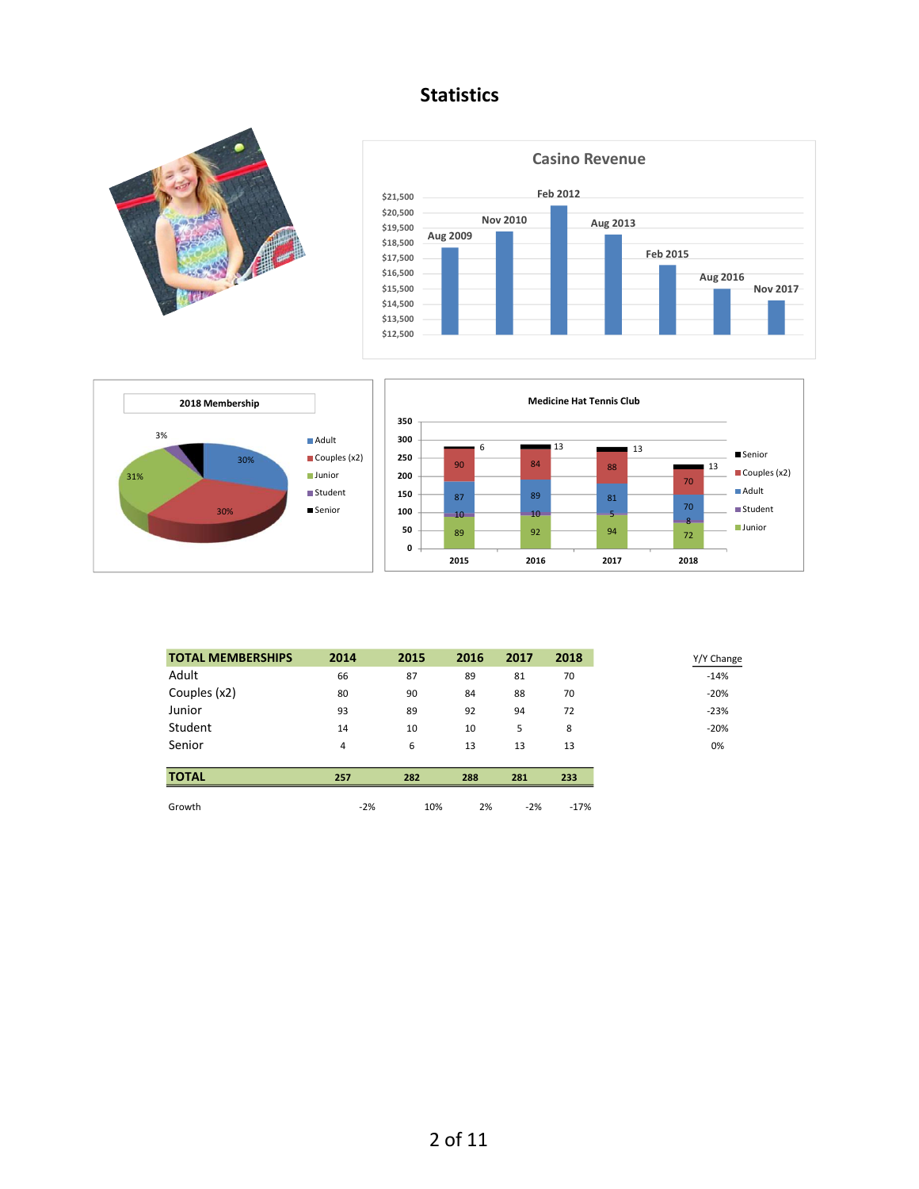# Statistics

| TOTAL MEMBERSHIPS | 2014 | 2015 | 2016 | 2017 | 2018 | Y/Y Change |
|---|---|---|---|---|---|---|
| Adult | 66 | 87 | 89 | 81 | 70 | -14% |
| Couples (x2) | 80 | 90 | 84 | 88 | 70 | -20% |
| Junior | 93 | 89 | 92 | 94 | 72 | -23% |
| Student | 14 | 10 | 10 | 5 | 8 | -20% |
| Senior | 4 | 6 | 13 | 13 | 13 | 0% |
| **TOTAL** | 257 | 282 | 288 | 281 | 233 | |
| Growth | -2% | 10% | 2% | -2% | -17% | |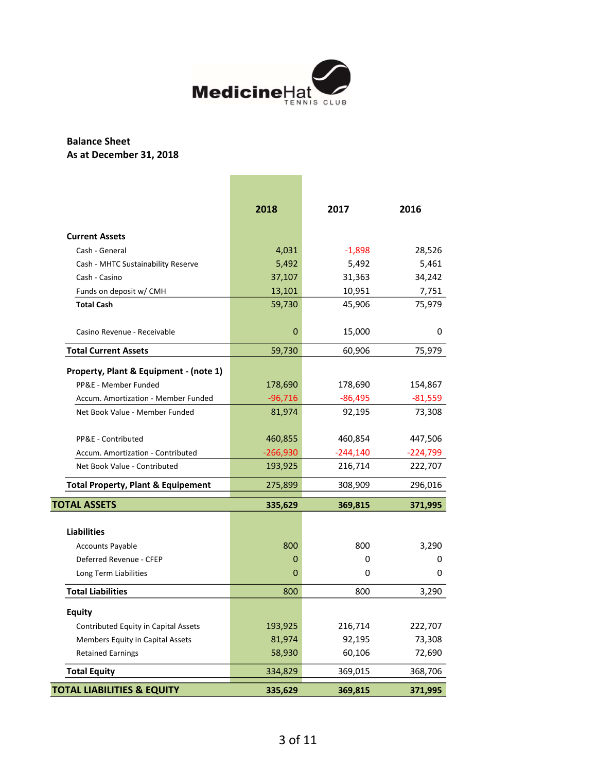MedicineHat TENNIS CLUB

**Balance Sheet**
**As at December 31, 2018**

| | 2018 | 2017 | 2016 |
|---|---|---|---|
| **Current Assets** | | | |
| Cash - General | 4,031 | -1,898 | 28,526 |
| Cash - MHTC Sustainability Reserve | 5,492 | 5,492 | 5,461 |
| Cash - Casino | 37,107 | 31,363 | 34,242 |
| Funds on deposit w/ CMH | 13,101 | 10,951 | 7,751 |
| **Total Cash** | 59,730 | 45,906 | 75,979 |
| Casino Revenue - Receivable | 0 | 15,000 | 0 |
| **Total Current Assets** | 59,730 | 60,906 | 75,979 |
| **Property, Plant & Equipment - (note 1)** | | | |
| PP&E - Member Funded | 178,690 | 178,690 | 154,867 |
| Accum. Amortization - Member Funded | -96,716 | -86,495 | -81,559 |
| Net Book Value - Member Funded | 81,974 | 92,195 | 73,308 |
| PP&E - Contributed | 460,855 | 460,854 | 447,506 |
| Accum. Amortization - Contributed | -266,930 | -244,140 | -224,799 |
| Net Book Value - Contributed | 193,925 | 216,714 | 222,707 |
| **Total Property, Plant & Equipement** | 275,899 | 308,909 | 296,016 |
| **TOTAL ASSETS** | **335,629** | **369,815** | **371,995** |
| **Liabilities** | | | |
| Accounts Payable | 800 | 800 | 3,290 |
| Deferred Revenue - CFEP | 0 | 0 | 0 |
| Long Term Liabilities | 0 | 0 | 0 |
| **Total Liabilities** | 800 | 800 | 3,290 |
| **Equity** | | | |
| Contributed Equity in Capital Assets | 193,925 | 216,714 | 222,707 |
| Members Equity in Capital Assets | 81,974 | 92,195 | 73,308 |
| Retained Earnings | 58,930 | 60,106 | 72,690 |
| **Total Equity** | 334,829 | 369,015 | 368,706 |
| **TOTAL LIABILITIES & EQUITY** | **335,629** | **369,815** | **371,995** |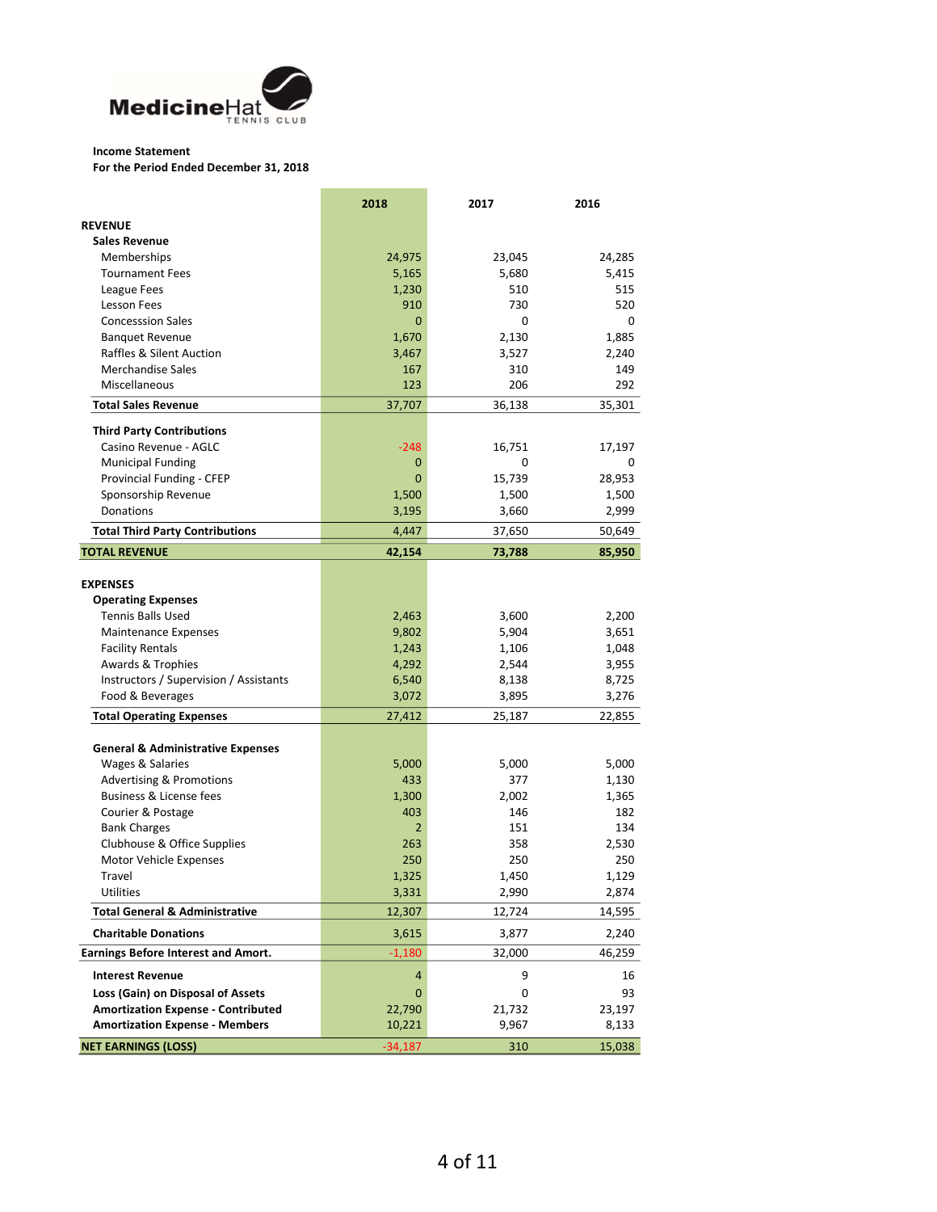**MedicineHat TENNIS CLUB**

**Income Statement**
**For the Period Ended December 31, 2018**

| | 2018 | 2017 | 2016 |
|---|---|---|---|
| **REVENUE** | | | |
| **Sales Revenue** | | | |
| Memberships | 24,975 | 23,045 | 24,285 |
| Tournament Fees | 5,165 | 5,680 | 5,415 |
| League Fees | 1,230 | 510 | 515 |
| Lesson Fees | 910 | 730 | 520 |
| Concesssion Sales | 0 | 0 | 0 |
| Banquet Revenue | 1,670 | 2,130 | 1,885 |
| Raffles & Silent Auction | 3,467 | 3,527 | 2,240 |
| Merchandise Sales | 167 | 310 | 149 |
| Miscellaneous | 123 | 206 | 292 |
| **Total Sales Revenue** | 37,707 | 36,138 | 35,301 |
| **Third Party Contributions** | | | |
| Casino Revenue - AGLC | -248 | 16,751 | 17,197 |
| Municipal Funding | 0 | 0 | 0 |
| Provincial Funding - CFEP | 0 | 15,739 | 28,953 |
| Sponsorship Revenue | 1,500 | 1,500 | 1,500 |
| Donations | 3,195 | 3,660 | 2,999 |
| **Total Third Party Contributions** | 4,447 | 37,650 | 50,649 |
| **TOTAL REVENUE** | **42,154** | **73,788** | **85,950** |
| **EXPENSES** | | | |
| **Operating Expenses** | | | |
| Tennis Balls Used | 2,463 | 3,600 | 2,200 |
| Maintenance Expenses | 9,802 | 5,904 | 3,651 |
| Facility Rentals | 1,243 | 1,106 | 1,048 |
| Awards & Trophies | 4,292 | 2,544 | 3,955 |
| Instructors / Supervision / Assistants | 6,540 | 8,138 | 8,725 |
| Food & Beverages | 3,072 | 3,895 | 3,276 |
| **Total Operating Expenses** | 27,412 | 25,187 | 22,855 |
| **General & Administrative Expenses** | | | |
| Wages & Salaries | 5,000 | 5,000 | 5,000 |
| Advertising & Promotions | 433 | 377 | 1,130 |
| Business & License fees | 1,300 | 2,002 | 1,365 |
| Courier & Postage | 403 | 146 | 182 |
| Bank Charges | 2 | 151 | 134 |
| Clubhouse & Office Supplies | 263 | 358 | 2,530 |
| Motor Vehicle Expenses | 250 | 250 | 250 |
| Travel | 1,325 | 1,450 | 1,129 |
| Utilities | 3,331 | 2,990 | 2,874 |
| **Total General & Administrative** | 12,307 | 12,724 | 14,595 |
| **Charitable Donations** | 3,615 | 3,877 | 2,240 |
| **Earnings Before Interest and Amort.** | -1,180 | 32,000 | 46,259 |
| **Interest Revenue** | 4 | 9 | 16 |
| **Loss (Gain) on Disposal of Assets** | 0 | 0 | 93 |
| **Amortization Expense - Contributed** | 22,790 | 21,732 | 23,197 |
| **Amortization Expense - Members** | 10,221 | 9,967 | 8,133 |
| **NET EARNINGS (LOSS)** | -34,187 | 310 | 15,038 |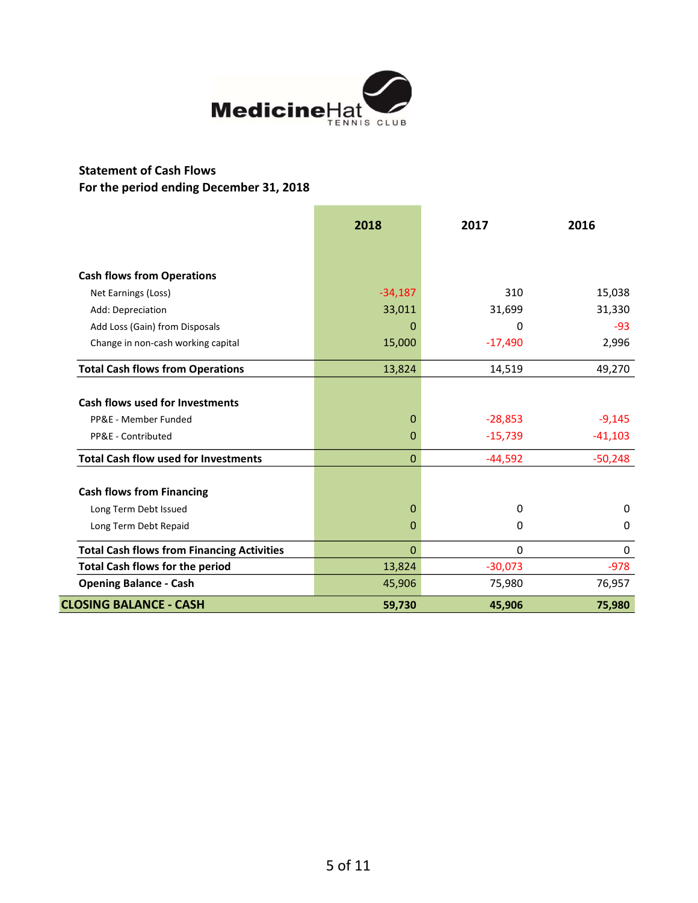MedicineHat TENNIS CLUB

**Statement of Cash Flows**
**For the period ending December 31, 2018**

| | 2018 | 2017 | 2016 |
|---|---|---|---|
| **Cash flows from Operations** | | | |
| Net Earnings (Loss) | -34,187 | 310 | 15,038 |
| Add: Depreciation | 33,011 | 31,699 | 31,330 |
| Add Loss (Gain) from Disposals | 0 | 0 | -93 |
| Change in non-cash working capital | 15,000 | -17,490 | 2,996 |
| **Total Cash flows from Operations** | 13,824 | 14,519 | 49,270 |
| **Cash flows used for Investments** | | | |
| PP&E - Member Funded | 0 | -28,853 | -9,145 |
| PP&E - Contributed | 0 | -15,739 | -41,103 |
| **Total Cash flow used for Investments** | 0 | -44,592 | -50,248 |
| **Cash flows from Financing** | | | |
| Long Term Debt Issued | 0 | 0 | 0 |
| Long Term Debt Repaid | 0 | 0 | 0 |
| **Total Cash flows from Financing Activities** | 0 | 0 | 0 |
| **Total Cash flows for the period** | 13,824 | -30,073 | -978 |
| **Opening Balance - Cash** | 45,906 | 75,980 | 76,957 |
| **CLOSING BALANCE - CASH** | **59,730** | **45,906** | **75,980** |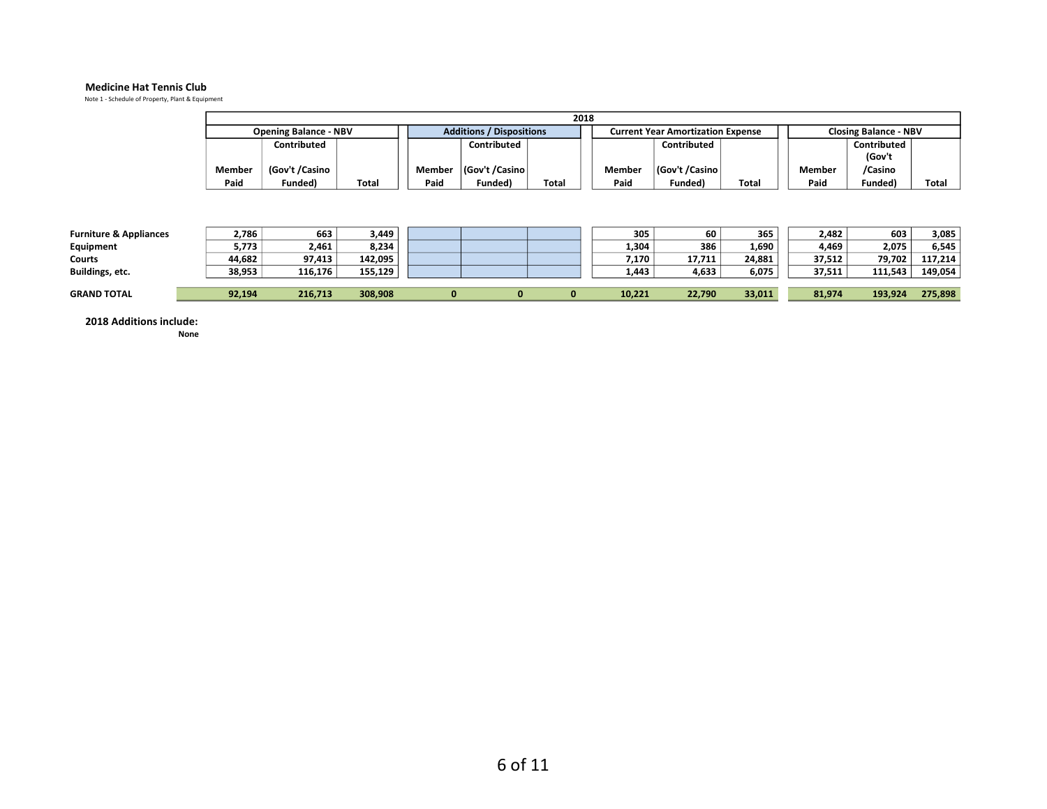**Medicine Hat Tennis Club**

Note 1 - Schedule of Property, Plant & Equipment

| | 2018 | | | | | | | | | | | |
|---|---|---|---|---|---|---|---|---|---|---|---|---|
| | Opening Balance - NBV | | | Additions / Dispositions | | | Current Year Amortization Expense | | | Closing Balance - NBV | | |
| | Member Paid | Contributed (Gov't /Casino Funded) | Total | Member Paid | Contributed (Gov't /Casino Funded) | Total | Member Paid | Contributed (Gov't /Casino Funded) | Total | Member Paid | Contributed (Gov't /Casino Funded) | Total |
| **Furniture & Appliances** | 2,786 | 663 | 3,449 | | | | 305 | 60 | 365 | 2,482 | 603 | 3,085 |
| **Equipment** | 5,773 | 2,461 | 8,234 | | | | 1,304 | 386 | 1,690 | 4,469 | 2,075 | 6,545 |
| **Courts** | 44,682 | 97,413 | 142,095 | | | | 7,170 | 17,711 | 24,881 | 37,512 | 79,702 | 117,214 |
| **Buildings, etc.** | 38,953 | 116,176 | 155,129 | | | | 1,443 | 4,633 | 6,075 | 37,511 | 111,543 | 149,054 |
| **GRAND TOTAL** | 92,194 | 216,713 | 308,908 | 0 | 0 | 0 | 10,221 | 22,790 | 33,011 | 81,974 | 193,924 | 275,898 |

**2018 Additions include:**

None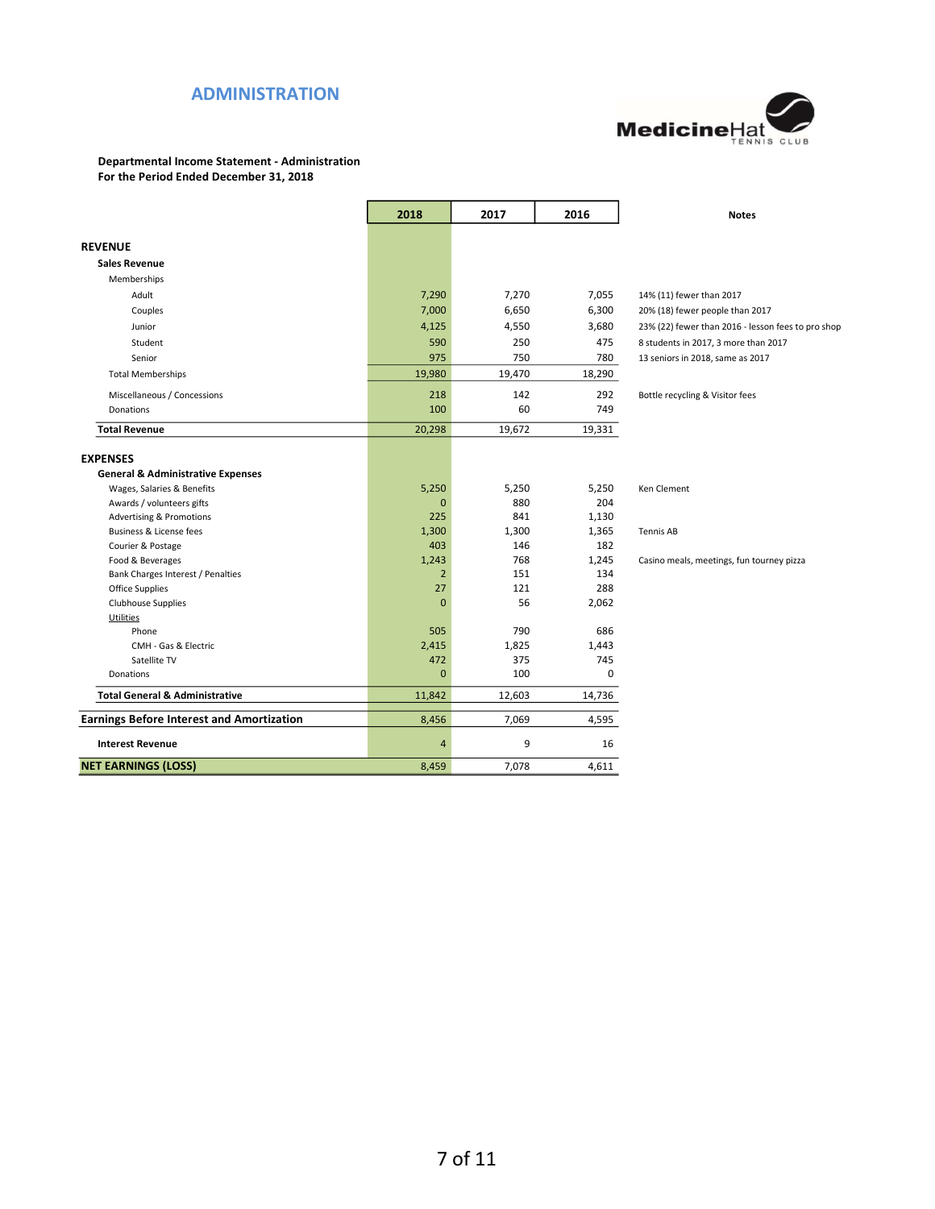# ADMINISTRATION

MedicineHat TENNIS CLUB

**Departmental Income Statement - Administration**
**For the Period Ended December 31, 2018**

| | 2018 | 2017 | 2016 | Notes |
|---|---|---|---|---|
| **REVENUE** | | | | |
| **Sales Revenue** | | | | |
| Memberships | | | | |
| Adult | 7,290 | 7,270 | 7,055 | 14% (11) fewer than 2017 |
| Couples | 7,000 | 6,650 | 6,300 | 20% (18) fewer people than 2017 |
| Junior | 4,125 | 4,550 | 3,680 | 23% (22) fewer than 2016 - lesson fees to pro shop |
| Student | 590 | 250 | 475 | 8 students in 2017, 3 more than 2017 |
| Senior | 975 | 750 | 780 | 13 seniors in 2018, same as 2017 |
| Total Memberships | 19,980 | 19,470 | 18,290 | |
| Miscellaneous / Concessions | 218 | 142 | 292 | Bottle recycling & Visitor fees |
| Donations | 100 | 60 | 749 | |
| **Total Revenue** | 20,298 | 19,672 | 19,331 | |
| **EXPENSES** | | | | |
| **General & Administrative Expenses** | | | | |
| Wages, Salaries & Benefits | 5,250 | 5,250 | 5,250 | Ken Clement |
| Awards / volunteers gifts | 0 | 880 | 204 | |
| Advertising & Promotions | 225 | 841 | 1,130 | |
| Business & License fees | 1,300 | 1,300 | 1,365 | Tennis AB |
| Courier & Postage | 403 | 146 | 182 | |
| Food & Beverages | 1,243 | 768 | 1,245 | Casino meals, meetings, fun tourney pizza |
| Bank Charges Interest / Penalties | 2 | 151 | 134 | |
| Office Supplies | 27 | 121 | 288 | |
| Clubhouse Supplies | 0 | 56 | 2,062 | |
| Utilities | | | | |
| Phone | 505 | 790 | 686 | |
| CMH - Gas & Electric | 2,415 | 1,825 | 1,443 | |
| Satellite TV | 472 | 375 | 745 | |
| Donations | 0 | 100 | 0 | |
| **Total General & Administrative** | 11,842 | 12,603 | 14,736 | |
| **Earnings Before Interest and Amortization** | 8,456 | 7,069 | 4,595 | |
| **Interest Revenue** | 4 | 9 | 16 | |
| **NET EARNINGS (LOSS)** | 8,459 | 7,078 | 4,611 | |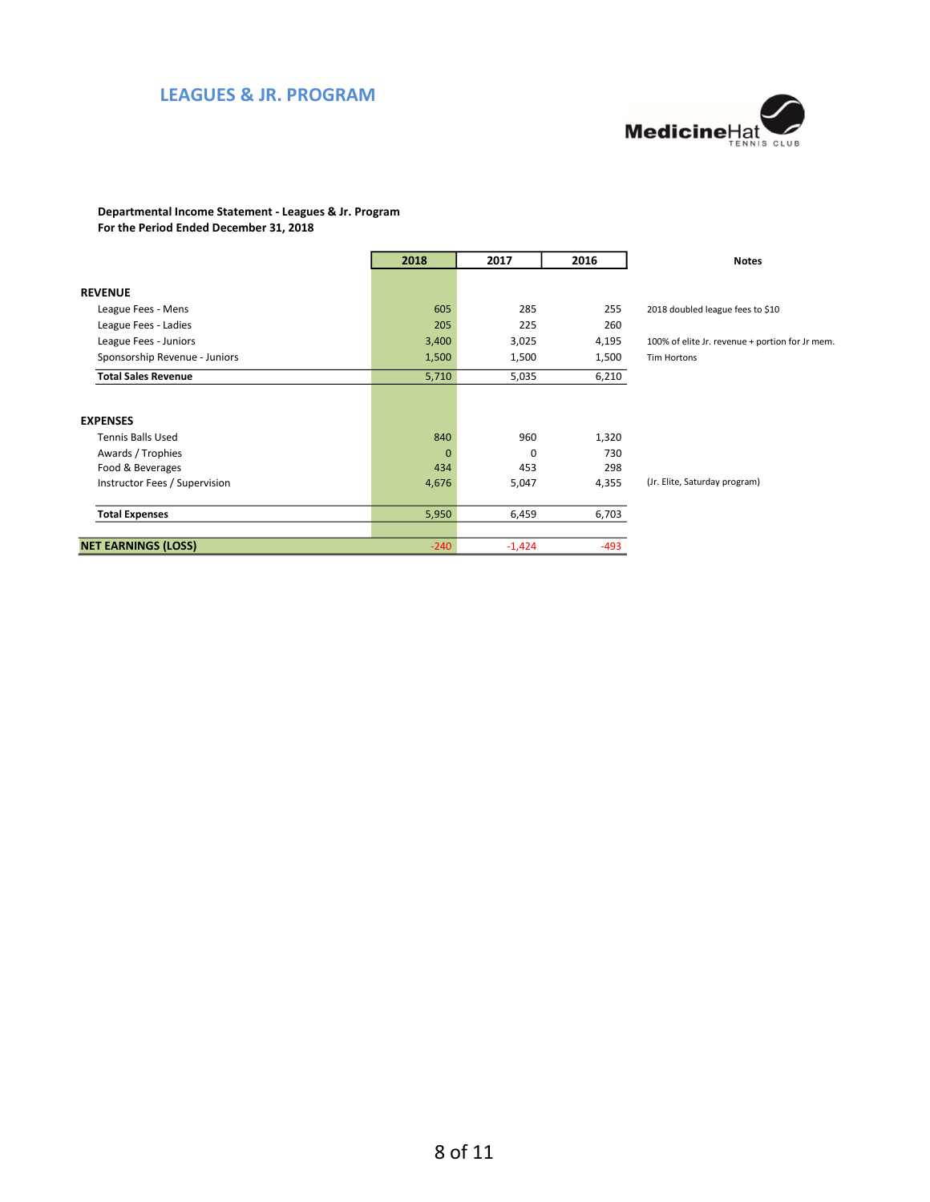## LEAGUES & JR. PROGRAM

MedicineHat TENNIS CLUB

**Departmental Income Statement - Leagues & Jr. Program**
**For the Period Ended December 31, 2018**

| | 2018 | 2017 | 2016 | Notes |
|---|---|---|---|---|
| **REVENUE** | | | | |
| League Fees - Mens | 605 | 285 | 255 | 2018 doubled league fees to $10 |
| League Fees - Ladies | 205 | 225 | 260 | |
| League Fees - Juniors | 3,400 | 3,025 | 4,195 | 100% of elite Jr. revenue + portion for Jr mem. |
| Sponsorship Revenue - Juniors | 1,500 | 1,500 | 1,500 | Tim Hortons |
| **Total Sales Revenue** | 5,710 | 5,035 | 6,210 | |
| **EXPENSES** | | | | |
| Tennis Balls Used | 840 | 960 | 1,320 | |
| Awards / Trophies | 0 | 0 | 730 | |
| Food & Beverages | 434 | 453 | 298 | |
| Instructor Fees / Supervision | 4,676 | 5,047 | 4,355 | (Jr. Elite, Saturday program) |
| **Total Expenses** | 5,950 | 6,459 | 6,703 | |
| **NET EARNINGS (LOSS)** | -240 | -1,424 | -493 | |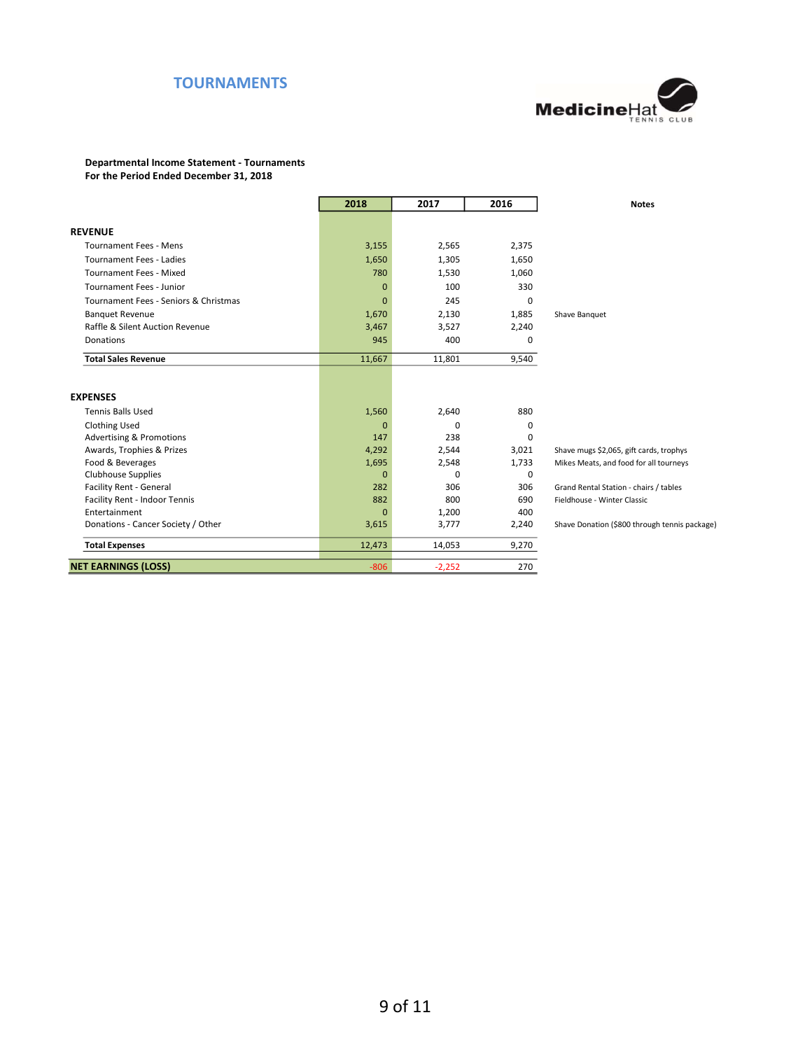# TOURNAMENTS

MedicineHat TENNIS CLUB

**Departmental Income Statement - Tournaments**
**For the Period Ended December 31, 2018**

| | 2018 | 2017 | 2016 | Notes |
|---|---|---|---|---|
| **REVENUE** | | | | |
| Tournament Fees - Mens | 3,155 | 2,565 | 2,375 | |
| Tournament Fees - Ladies | 1,650 | 1,305 | 1,650 | |
| Tournament Fees - Mixed | 780 | 1,530 | 1,060 | |
| Tournament Fees - Junior | 0 | 100 | 330 | |
| Tournament Fees - Seniors & Christmas | 0 | 245 | 0 | |
| Banquet Revenue | 1,670 | 2,130 | 1,885 | Shave Banquet |
| Raffle & Silent Auction Revenue | 3,467 | 3,527 | 2,240 | |
| Donations | 945 | 400 | 0 | |
| **Total Sales Revenue** | 11,667 | 11,801 | 9,540 | |
| **EXPENSES** | | | | |
| Tennis Balls Used | 1,560 | 2,640 | 880 | |
| Clothing Used | 0 | 0 | 0 | |
| Advertising & Promotions | 147 | 238 | 0 | |
| Awards, Trophies & Prizes | 4,292 | 2,544 | 3,021 | Shave mugs $2,065, gift cards, trophys |
| Food & Beverages | 1,695 | 2,548 | 1,733 | Mikes Meats, and food for all tourneys |
| Clubhouse Supplies | 0 | 0 | 0 | |
| Facility Rent - General | 282 | 306 | 306 | Grand Rental Station - chairs / tables |
| Facility Rent - Indoor Tennis | 882 | 800 | 690 | Fieldhouse - Winter Classic |
| Entertainment | 0 | 1,200 | 400 | |
| Donations - Cancer Society / Other | 3,615 | 3,777 | 2,240 | Shave Donation ($800 through tennis package) |
| **Total Expenses** | 12,473 | 14,053 | 9,270 | |
| **NET EARNINGS (LOSS)** | -806 | -2,252 | 270 | |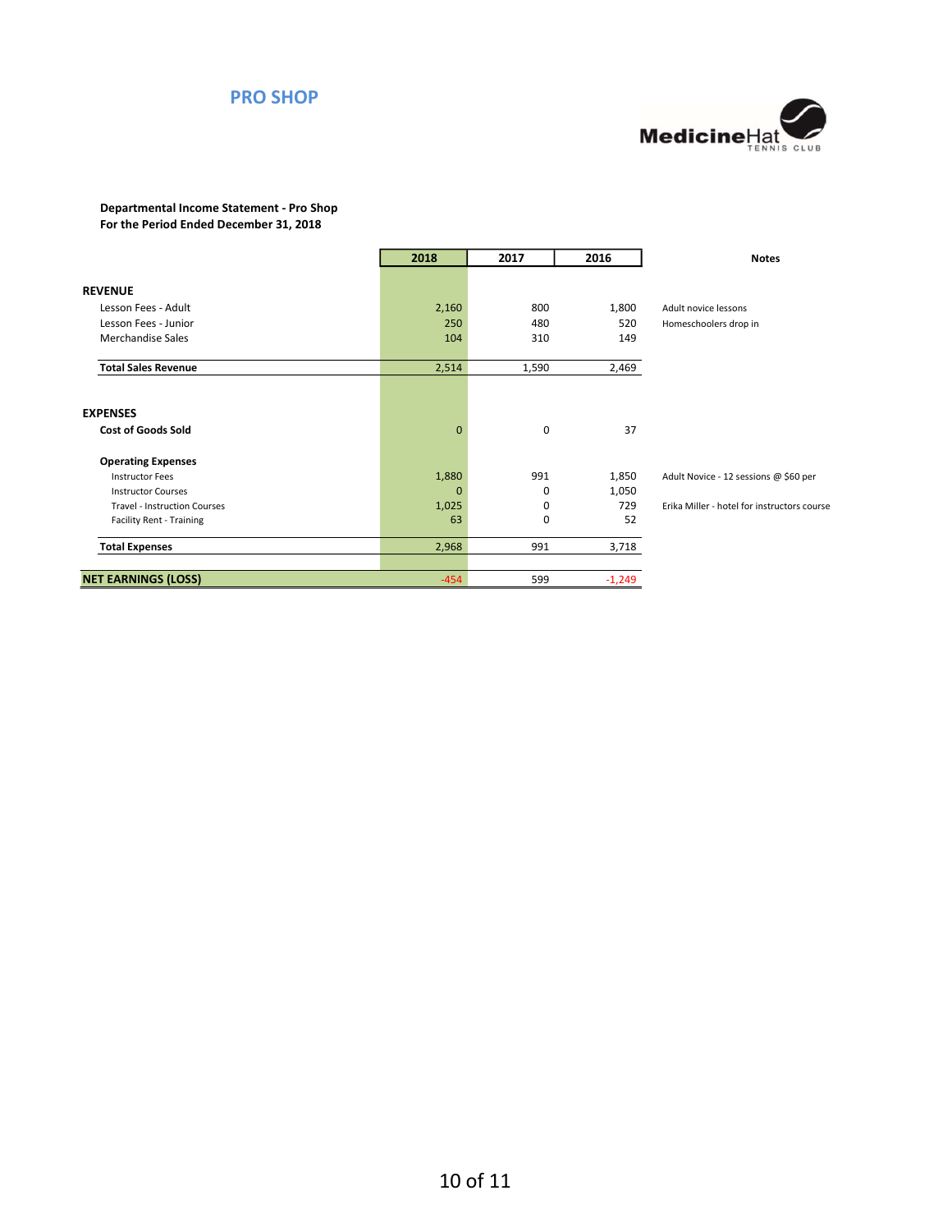# PRO SHOP

MedicineHat TENNIS CLUB

**Departmental Income Statement - Pro Shop**
**For the Period Ended December 31, 2018**

| | 2018 | 2017 | 2016 | Notes |
|---|---|---|---|---|
| **REVENUE** | | | | |
| Lesson Fees - Adult | 2,160 | 800 | 1,800 | Adult novice lessons |
| Lesson Fees - Junior | 250 | 480 | 520 | Homeschoolers drop in |
| Merchandise Sales | 104 | 310 | 149 | |
| **Total Sales Revenue** | 2,514 | 1,590 | 2,469 | |
| **EXPENSES** | | | | |
| **Cost of Goods Sold** | 0 | 0 | 37 | |
| **Operating Expenses** | | | | |
| Instructor Fees | 1,880 | 991 | 1,850 | Adult Novice - 12 sessions @ $60 per |
| Instructor Courses | 0 | 0 | 1,050 | |
| Travel - Instruction Courses | 1,025 | 0 | 729 | Erika Miller - hotel for instructors course |
| Facility Rent - Training | 63 | 0 | 52 | |
| **Total Expenses** | 2,968 | 991 | 3,718 | |
| **NET EARNINGS (LOSS)** | -454 | 599 | -1,249 | |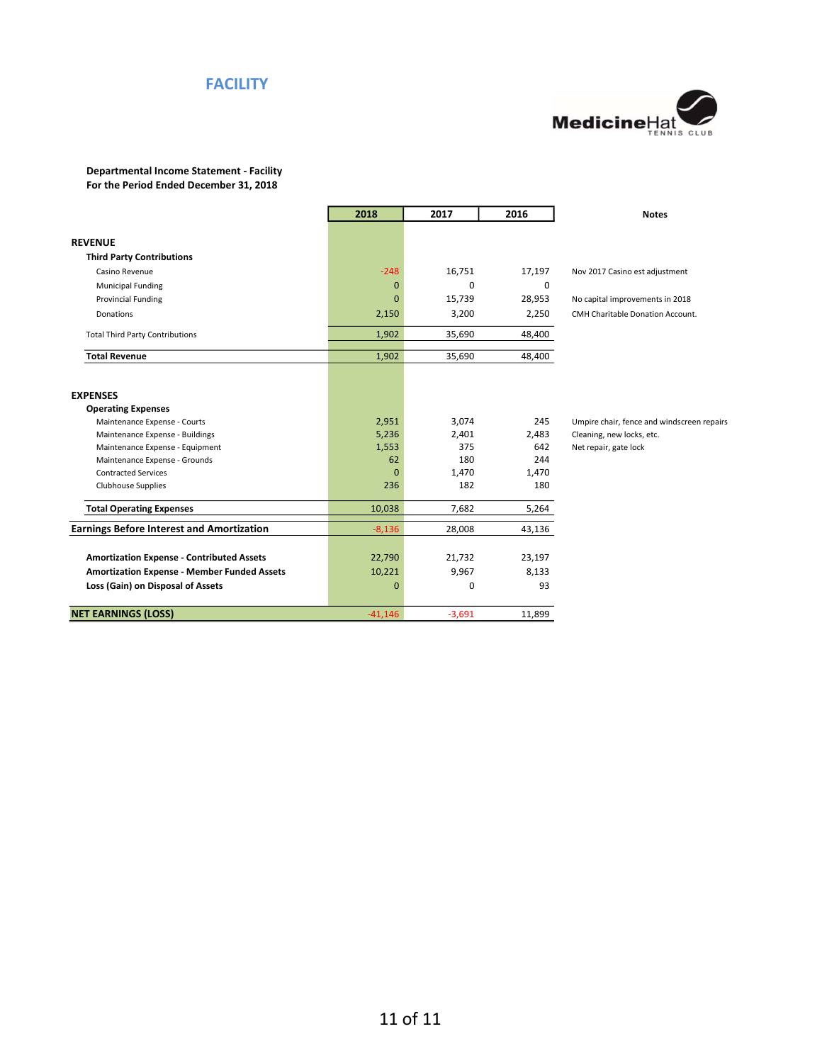# FACILITY

MedicineHat TENNIS CLUB

**Departmental Income Statement - Facility**
**For the Period Ended December 31, 2018**

| | 2018 | 2017 | 2016 | Notes |
|---|---|---|---|---|
| **REVENUE** | | | | |
| **Third Party Contributions** | | | | |
| Casino Revenue | -248 | 16,751 | 17,197 | Nov 2017 Casino est adjustment |
| Municipal Funding | 0 | 0 | 0 | |
| Provincial Funding | 0 | 15,739 | 28,953 | No capital improvements in 2018 |
| Donations | 2,150 | 3,200 | 2,250 | CMH Charitable Donation Account. |
| Total Third Party Contributions | 1,902 | 35,690 | 48,400 | |
| **Total Revenue** | 1,902 | 35,690 | 48,400 | |
| **EXPENSES** | | | | |
| **Operating Expenses** | | | | |
| Maintenance Expense - Courts | 2,951 | 3,074 | 245 | Umpire chair, fence and windscreen repairs |
| Maintenance Expense - Buildings | 5,236 | 2,401 | 2,483 | Cleaning, new locks, etc. |
| Maintenance Expense - Equipment | 1,553 | 375 | 642 | Net repair, gate lock |
| Maintenance Expense - Grounds | 62 | 180 | 244 | |
| Contracted Services | 0 | 1,470 | 1,470 | |
| Clubhouse Supplies | 236 | 182 | 180 | |
| **Total Operating Expenses** | 10,038 | 7,682 | 5,264 | |
| **Earnings Before Interest and Amortization** | -8,136 | 28,008 | 43,136 | |
| **Amortization Expense - Contributed Assets** | 22,790 | 21,732 | 23,197 | |
| **Amortization Expense - Member Funded Assets** | 10,221 | 9,967 | 8,133 | |
| **Loss (Gain) on Disposal of Assets** | 0 | 0 | 93 | |
| **NET EARNINGS (LOSS)** | -41,146 | -3,691 | 11,899 | |